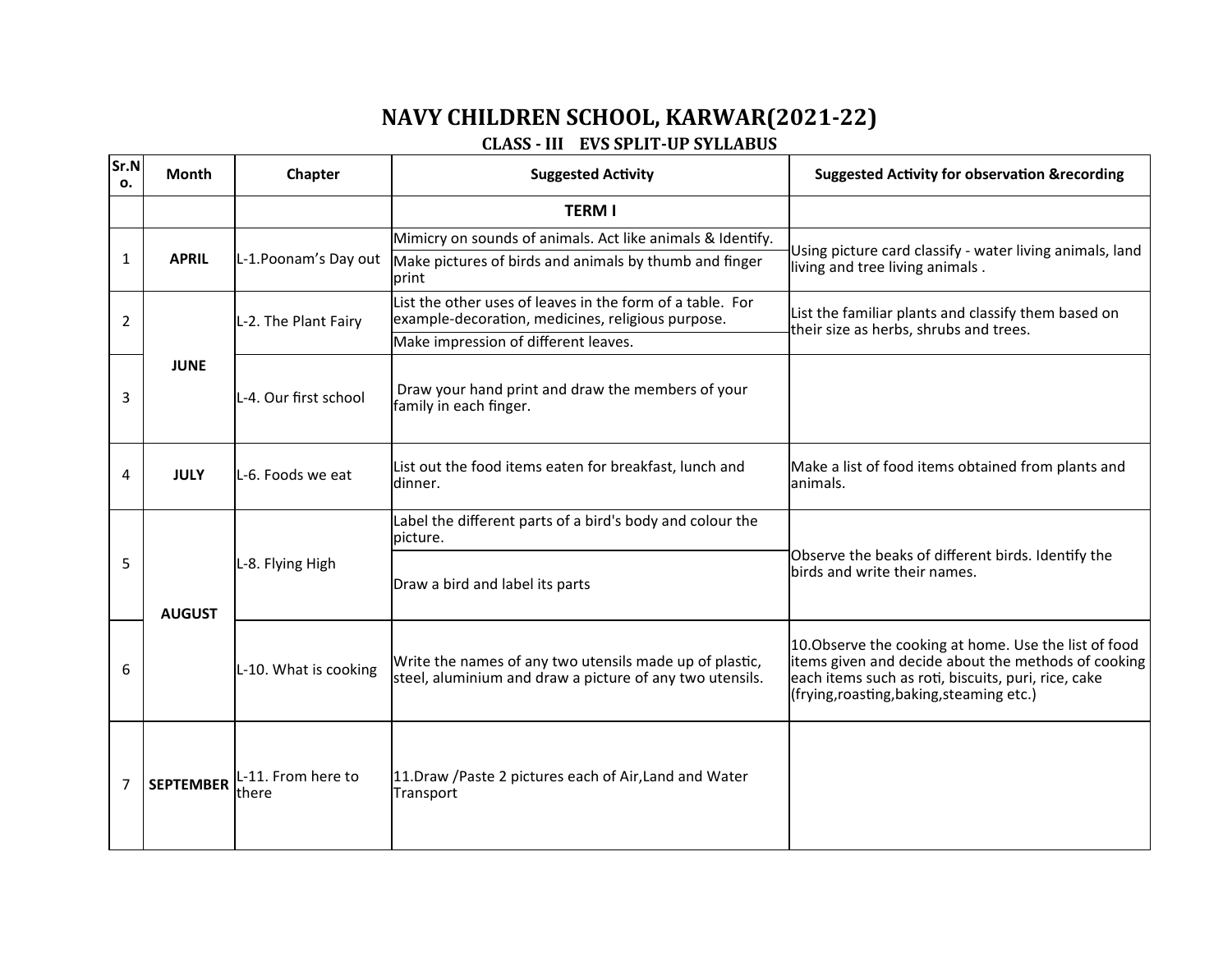# NAVY CHILDREN SCHOOL, KARWAR(2021-22)

## CLASS - III EVS SPLIT-UP SYLLABUS

| Sr.No. | Month | Chapter | Suggested Activity | Suggested Activity for observation &recording |
|---|---|---|---|---|
| | | | **TERM I** | |
| 1 | **APRIL** | L-1.Poonam's Day out | Mimicry on sounds of animals. Act like animals & Identify. | Using picture card classify - water living animals, land living and tree living animals . |
| | | | Make pictures of birds and animals by thumb and finger print | |
| 2 | **JUNE** | L-2. The Plant Fairy | List the other uses of leaves in the form of a table. For example-decoration, medicines, religious purpose. | List the familiar plants and classify them based on their size as herbs, shrubs and trees. |
| | | | Make impression of different leaves. | |
| 3 | | L-4. Our first school | Draw your hand print and draw the members of your family in each finger. | |
| 4 | **JULY** | L-6. Foods we eat | List out the food items eaten for breakfast, lunch and dinner. | Make a list of food items obtained from plants and animals. |
| 5 | **AUGUST** | L-8. Flying High | Label the different parts of a bird's body and colour the picture. | Observe the beaks of different birds. Identify the birds and write their names. |
| | | | Draw a bird and label its parts | |
| 6 | | L-10. What is cooking | Write the names of any two utensils made up of plastic, steel, aluminium and draw a picture of any two utensils. | 10.Observe the cooking at home. Use the list of food items given and decide about the methods of cooking each items such as roti, biscuits, puri, rice, cake (frying,roasting,baking,steaming etc.) |
| 7 | **SEPTEMBER** | L-11. From here to there | 11.Draw /Paste 2 pictures each of Air,Land and Water Transport | |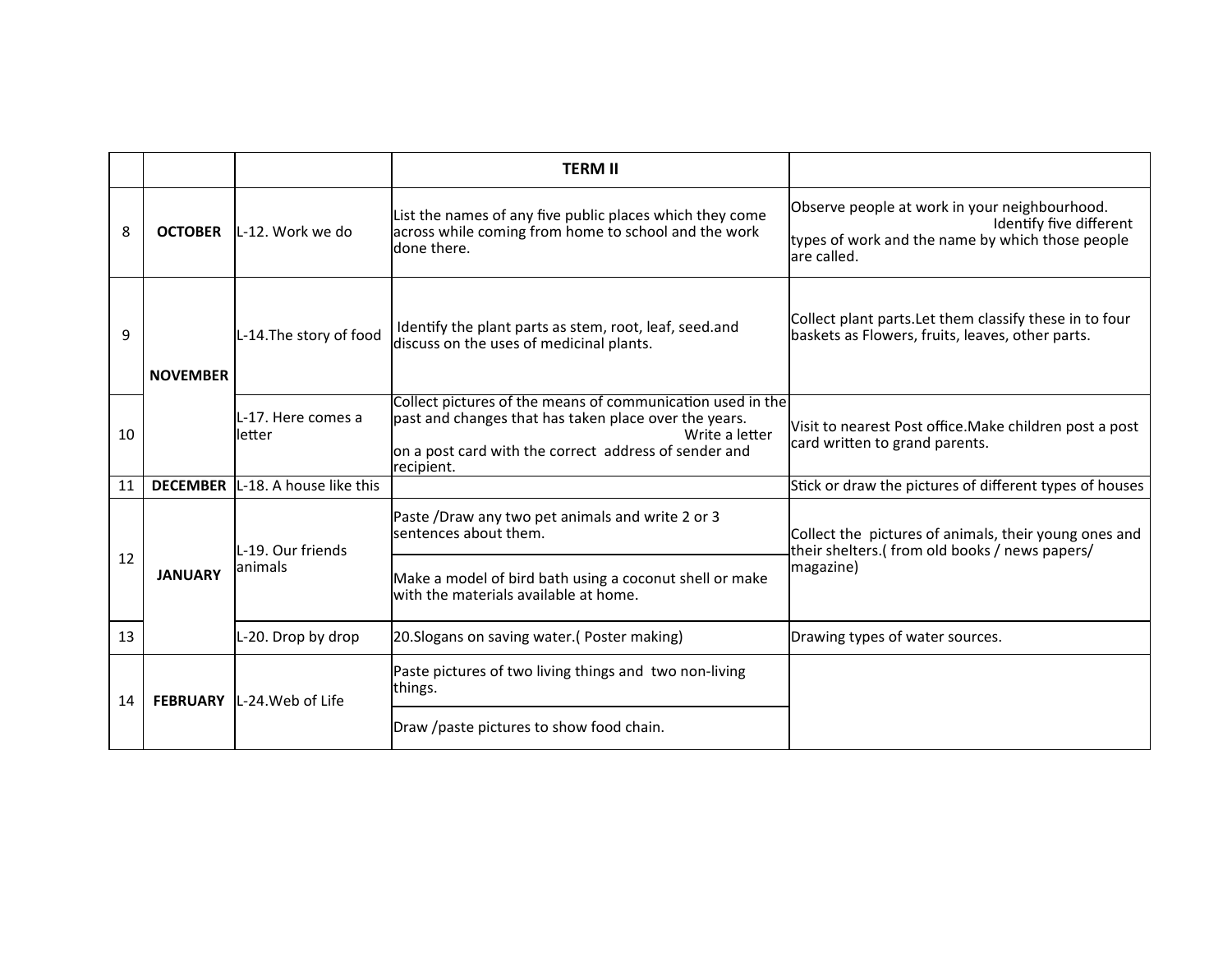| | | | TERM II | |
|---|---|---|---|---|
| 8 | **OCTOBER** | L-12. Work we do | List the names of any five public places which they come across while coming from home to school and the work done there. | Observe people at work in your neighbourhood. Identify five different types of work and the name by which those people are called. |
| 9 | **NOVEMBER** | L-14.The story of food | Identify the plant parts as stem, root, leaf, seed.and discuss on the uses of medicinal plants. | Collect plant parts.Let them classify these in to four baskets as Flowers, fruits, leaves, other parts. |
| 10 | | L-17. Here comes a letter | Collect pictures of the means of communication used in the past and changes that has taken place over the years. Write a letter on a post card with the correct address of sender and recipient. | Visit to nearest Post office.Make children post a post card written to grand parents. |
| 11 | **DECEMBER** | L-18. A house like this | | Stick or draw the pictures of different types of houses |
| 12 | **JANUARY** | L-19. Our friends animals | Paste /Draw any two pet animals and write 2 or 3 sentences about them. | Collect the pictures of animals, their young ones and their shelters.( from old books / news papers/ magazine) |
| | | | Make a model of bird bath using a coconut shell or make with the materials available at home. | |
| 13 | | L-20. Drop by drop | 20.Slogans on saving water.( Poster making) | Drawing types of water sources. |
| 14 | **FEBRUARY** | L-24.Web of Life | Paste pictures of two living things and two non-living things. | |
| | | | Draw /paste pictures to show food chain. | |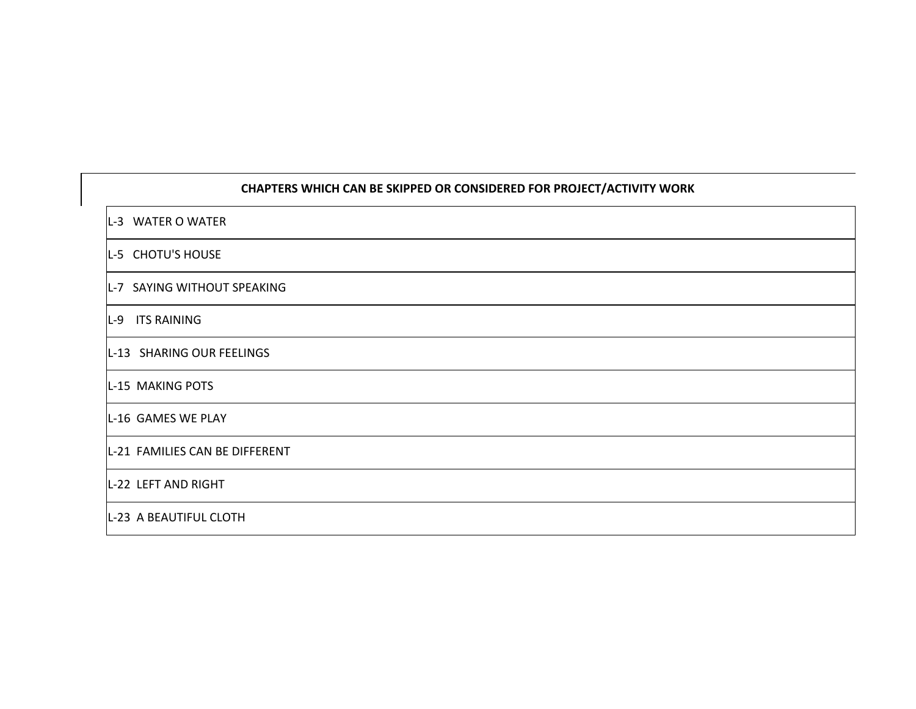| CHAPTERS WHICH CAN BE SKIPPED OR CONSIDERED FOR PROJECT/ACTIVITY WORK |
|---|
| L-3 WATER O WATER |
| L-5 CHOTU'S HOUSE |
| L-7 SAYING WITHOUT SPEAKING |
| L-9 ITS RAINING |
| L-13 SHARING OUR FEELINGS |
| L-15 MAKING POTS |
| L-16 GAMES WE PLAY |
| L-21 FAMILIES CAN BE DIFFERENT |
| L-22 LEFT AND RIGHT |
| L-23 A BEAUTIFUL CLOTH |